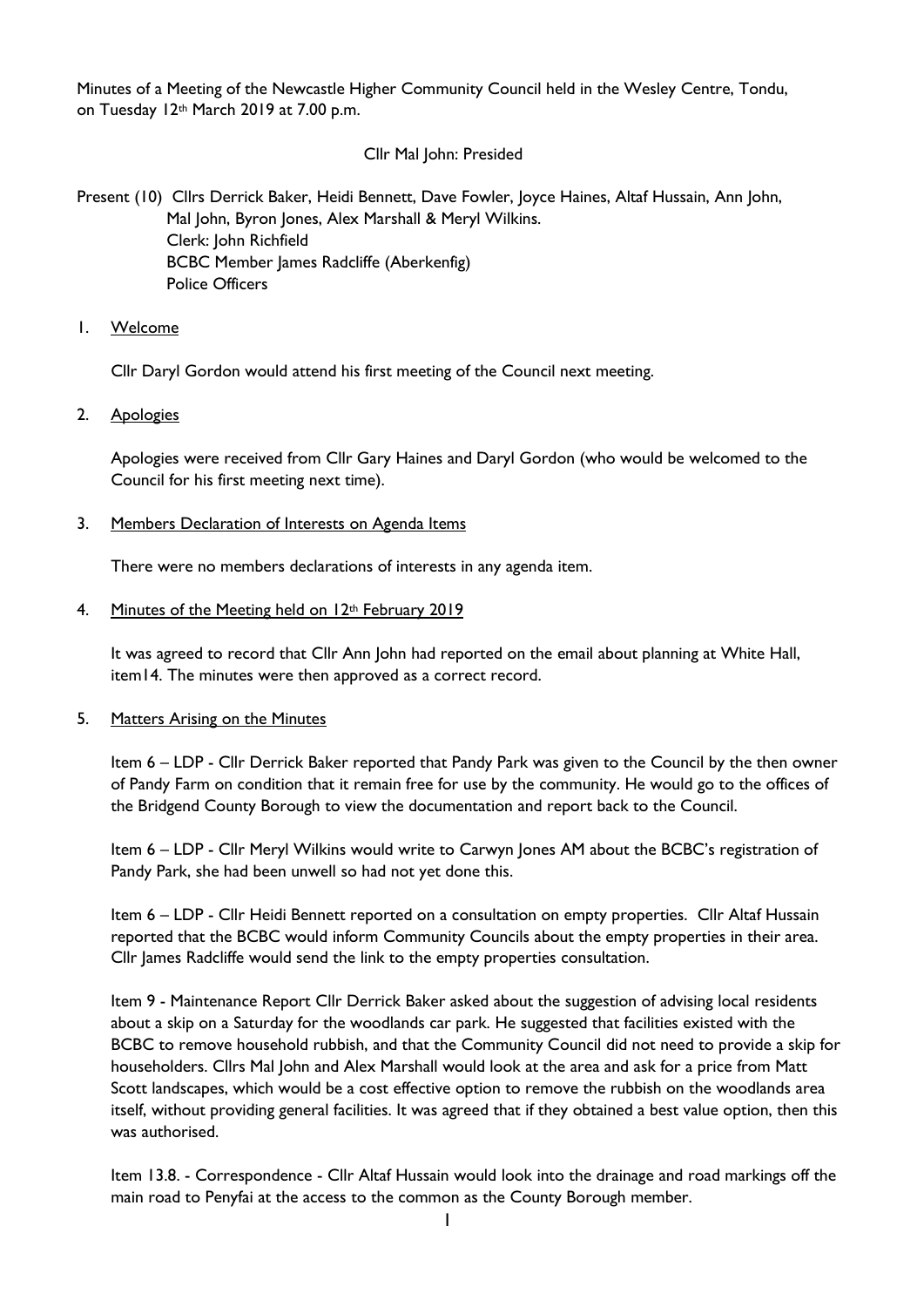Minutes of a Meeting of the Newcastle Higher Community Council held in the Wesley Centre, Tondu, on Tuesday 12th March 2019 at 7.00 p.m.

Cllr Mal John: Presided

Present (10) Cllrs Derrick Baker, Heidi Bennett, Dave Fowler, Joyce Haines, Altaf Hussain, Ann John, Mal John, Byron Jones, Alex Marshall & Meryl Wilkins.
Clerk: John Richfield
BCBC Member James Radcliffe (Aberkenfig)
Police Officers

1. Welcome

   Cllr Daryl Gordon would attend his first meeting of the Council next meeting.

2. Apologies

   Apologies were received from Cllr Gary Haines and Daryl Gordon (who would be welcomed to the Council for his first meeting next time).

3. Members Declaration of Interests on Agenda Items

   There were no members declarations of interests in any agenda item.

4. Minutes of the Meeting held on 12th February 2019

   It was agreed to record that Cllr Ann John had reported on the email about planning at White Hall, item14. The minutes were then approved as a correct record.

5. Matters Arising on the Minutes

   Item 6 – LDP - Cllr Derrick Baker reported that Pandy Park was given to the Council by the then owner of Pandy Farm on condition that it remain free for use by the community. He would go to the offices of the Bridgend County Borough to view the documentation and report back to the Council.

   Item 6 – LDP - Cllr Meryl Wilkins would write to Carwyn Jones AM about the BCBC's registration of Pandy Park, she had been unwell so had not yet done this.

   Item 6 – LDP - Cllr Heidi Bennett reported on a consultation on empty properties. Cllr Altaf Hussain reported that the BCBC would inform Community Councils about the empty properties in their area. Cllr James Radcliffe would send the link to the empty properties consultation.

   Item 9 - Maintenance Report Cllr Derrick Baker asked about the suggestion of advising local residents about a skip on a Saturday for the woodlands car park. He suggested that facilities existed with the BCBC to remove household rubbish, and that the Community Council did not need to provide a skip for householders. Cllrs Mal John and Alex Marshall would look at the area and ask for a price from Matt Scott landscapes, which would be a cost effective option to remove the rubbish on the woodlands area itself, without providing general facilities. It was agreed that if they obtained a best value option, then this was authorised.

   Item 13.8. - Correspondence - Cllr Altaf Hussain would look into the drainage and road markings off the main road to Penyfai at the access to the common as the County Borough member.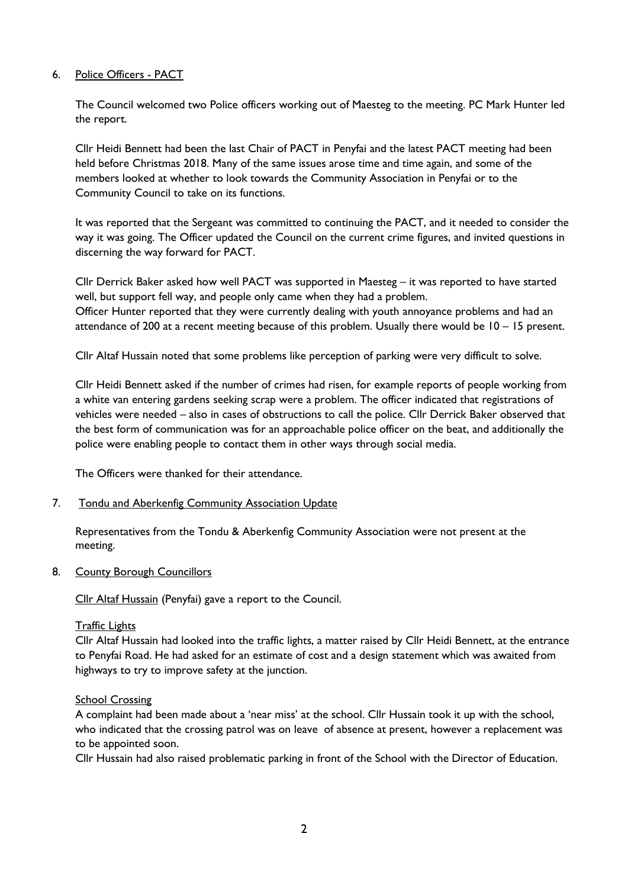6. Police Officers - PACT

The Council welcomed two Police officers working out of Maesteg to the meeting. PC Mark Hunter led the report.

Cllr Heidi Bennett had been the last Chair of PACT in Penyfai and the latest PACT meeting had been held before Christmas 2018. Many of the same issues arose time and time again, and some of the members looked at whether to look towards the Community Association in Penyfai or to the Community Council to take on its functions.

It was reported that the Sergeant was committed to continuing the PACT, and it needed to consider the way it was going. The Officer updated the Council on the current crime figures, and invited questions in discerning the way forward for PACT.

Cllr Derrick Baker asked how well PACT was supported in Maesteg – it was reported to have started well, but support fell way, and people only came when they had a problem.
Officer Hunter reported that they were currently dealing with youth annoyance problems and had an attendance of 200 at a recent meeting because of this problem. Usually there would be 10 – 15 present.

Cllr Altaf Hussain noted that some problems like perception of parking were very difficult to solve.

Cllr Heidi Bennett asked if the number of crimes had risen, for example reports of people working from a white van entering gardens seeking scrap were a problem. The officer indicated that registrations of vehicles were needed – also in cases of obstructions to call the police. Cllr Derrick Baker observed that the best form of communication was for an approachable police officer on the beat, and additionally the police were enabling people to contact them in other ways through social media.

The Officers were thanked for their attendance.

7. Tondu and Aberkenfig Community Association Update

Representatives from the Tondu & Aberkenfig Community Association were not present at the meeting.

8. County Borough Councillors

Cllr Altaf Hussain (Penyfai) gave a report to the Council.

Traffic Lights

Cllr Altaf Hussain had looked into the traffic lights, a matter raised by Cllr Heidi Bennett, at the entrance to Penyfai Road. He had asked for an estimate of cost and a design statement which was awaited from highways to try to improve safety at the junction.

School Crossing

A complaint had been made about a 'near miss' at the school. Cllr Hussain took it up with the school, who indicated that the crossing patrol was on leave of absence at present, however a replacement was to be appointed soon.
Cllr Hussain had also raised problematic parking in front of the School with the Director of Education.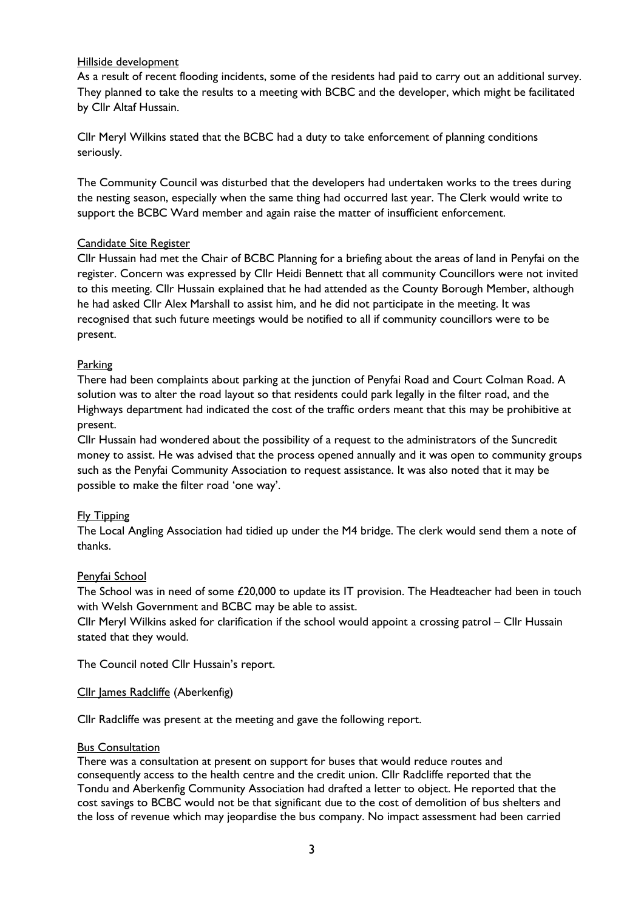Hillside development

As a result of recent flooding incidents, some of the residents had paid to carry out an additional survey. They planned to take the results to a meeting with BCBC and the developer, which might be facilitated by Cllr Altaf Hussain.

Cllr Meryl Wilkins stated that the BCBC had a duty to take enforcement of planning conditions seriously.

The Community Council was disturbed that the developers had undertaken works to the trees during the nesting season, especially when the same thing had occurred last year. The Clerk would write to support the BCBC Ward member and again raise the matter of insufficient enforcement.

Candidate Site Register

Cllr Hussain had met the Chair of BCBC Planning for a briefing about the areas of land in Penyfai on the register. Concern was expressed by Cllr Heidi Bennett that all community Councillors were not invited to this meeting. Cllr Hussain explained that he had attended as the County Borough Member, although he had asked Cllr Alex Marshall to assist him, and he did not participate in the meeting. It was recognised that such future meetings would be notified to all if community councillors were to be present.

Parking

There had been complaints about parking at the junction of Penyfai Road and Court Colman Road. A solution was to alter the road layout so that residents could park legally in the filter road, and the Highways department had indicated the cost of the traffic orders meant that this may be prohibitive at present.

Cllr Hussain had wondered about the possibility of a request to the administrators of the Suncredit money to assist. He was advised that the process opened annually and it was open to community groups such as the Penyfai Community Association to request assistance. It was also noted that it may be possible to make the filter road 'one way'.

Fly Tipping

The Local Angling Association had tidied up under the M4 bridge. The clerk would send them a note of thanks.

Penyfai School

The School was in need of some £20,000 to update its IT provision. The Headteacher had been in touch with Welsh Government and BCBC may be able to assist.

Cllr Meryl Wilkins asked for clarification if the school would appoint a crossing patrol – Cllr Hussain stated that they would.

The Council noted Cllr Hussain's report.

Cllr James Radcliffe (Aberkenfig)

Cllr Radcliffe was present at the meeting and gave the following report.

Bus Consultation

There was a consultation at present on support for buses that would reduce routes and consequently access to the health centre and the credit union. Cllr Radcliffe reported that the Tondu and Aberkenfig Community Association had drafted a letter to object. He reported that the cost savings to BCBC would not be that significant due to the cost of demolition of bus shelters and the loss of revenue which may jeopardise the bus company. No impact assessment had been carried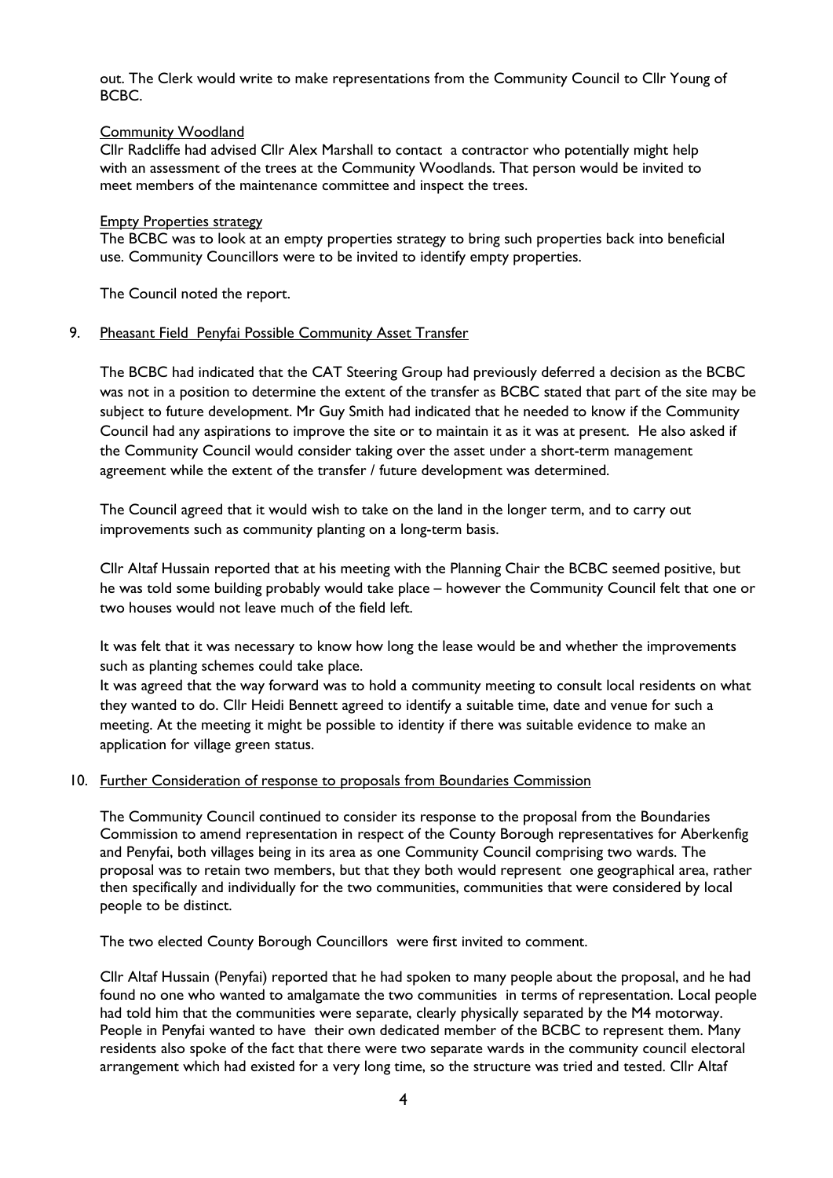out. The Clerk would write to make representations from the Community Council to Cllr Young of BCBC.

Community Woodland

Cllr Radcliffe had advised Cllr Alex Marshall to contact a contractor who potentially might help with an assessment of the trees at the Community Woodlands. That person would be invited to meet members of the maintenance committee and inspect the trees.

Empty Properties strategy

The BCBC was to look at an empty properties strategy to bring such properties back into beneficial use. Community Councillors were to be invited to identify empty properties.

The Council noted the report.

9. Pheasant Field Penyfai Possible Community Asset Transfer

The BCBC had indicated that the CAT Steering Group had previously deferred a decision as the BCBC was not in a position to determine the extent of the transfer as BCBC stated that part of the site may be subject to future development. Mr Guy Smith had indicated that he needed to know if the Community Council had any aspirations to improve the site or to maintain it as it was at present. He also asked if the Community Council would consider taking over the asset under a short-term management agreement while the extent of the transfer / future development was determined.

The Council agreed that it would wish to take on the land in the longer term, and to carry out improvements such as community planting on a long-term basis.

Cllr Altaf Hussain reported that at his meeting with the Planning Chair the BCBC seemed positive, but he was told some building probably would take place – however the Community Council felt that one or two houses would not leave much of the field left.

It was felt that it was necessary to know how long the lease would be and whether the improvements such as planting schemes could take place.

It was agreed that the way forward was to hold a community meeting to consult local residents on what they wanted to do. Cllr Heidi Bennett agreed to identify a suitable time, date and venue for such a meeting. At the meeting it might be possible to identity if there was suitable evidence to make an application for village green status.

10. Further Consideration of response to proposals from Boundaries Commission

The Community Council continued to consider its response to the proposal from the Boundaries Commission to amend representation in respect of the County Borough representatives for Aberkenfig and Penyfai, both villages being in its area as one Community Council comprising two wards. The proposal was to retain two members, but that they both would represent one geographical area, rather then specifically and individually for the two communities, communities that were considered by local people to be distinct.

The two elected County Borough Councillors were first invited to comment.

Cllr Altaf Hussain (Penyfai) reported that he had spoken to many people about the proposal, and he had found no one who wanted to amalgamate the two communities in terms of representation. Local people had told him that the communities were separate, clearly physically separated by the M4 motorway. People in Penyfai wanted to have their own dedicated member of the BCBC to represent them. Many residents also spoke of the fact that there were two separate wards in the community council electoral arrangement which had existed for a very long time, so the structure was tried and tested. Cllr Altaf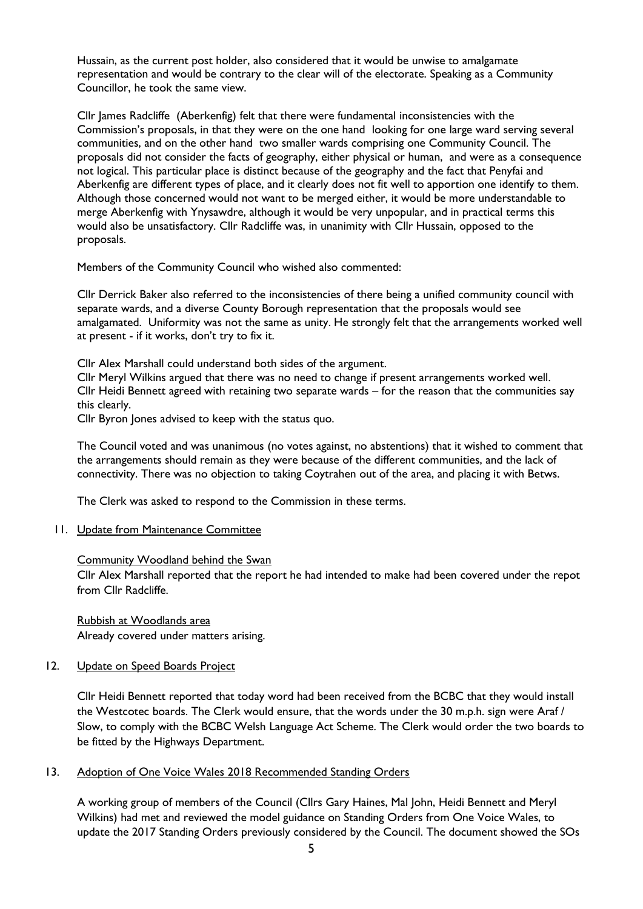Hussain, as the current post holder, also considered that it would be unwise to amalgamate representation and would be contrary to the clear will of the electorate. Speaking as a Community Councillor, he took the same view.

Cllr James Radcliffe (Aberkenfig) felt that there were fundamental inconsistencies with the Commission's proposals, in that they were on the one hand looking for one large ward serving several communities, and on the other hand two smaller wards comprising one Community Council. The proposals did not consider the facts of geography, either physical or human, and were as a consequence not logical. This particular place is distinct because of the geography and the fact that Penyfai and Aberkenfig are different types of place, and it clearly does not fit well to apportion one identify to them. Although those concerned would not want to be merged either, it would be more understandable to merge Aberkenfig with Ynysawdre, although it would be very unpopular, and in practical terms this would also be unsatisfactory. Cllr Radcliffe was, in unanimity with Cllr Hussain, opposed to the proposals.

Members of the Community Council who wished also commented:

Cllr Derrick Baker also referred to the inconsistencies of there being a unified community council with separate wards, and a diverse County Borough representation that the proposals would see amalgamated. Uniformity was not the same as unity. He strongly felt that the arrangements worked well at present - if it works, don't try to fix it.

Cllr Alex Marshall could understand both sides of the argument.
Cllr Meryl Wilkins argued that there was no need to change if present arrangements worked well.
Cllr Heidi Bennett agreed with retaining two separate wards – for the reason that the communities say this clearly.
Cllr Byron Jones advised to keep with the status quo.

The Council voted and was unanimous (no votes against, no abstentions) that it wished to comment that the arrangements should remain as they were because of the different communities, and the lack of connectivity. There was no objection to taking Coytrahen out of the area, and placing it with Betws.

The Clerk was asked to respond to the Commission in these terms.

11. <u>Update from Maintenance Committee</u>

<u>Community Woodland behind the Swan</u>
Cllr Alex Marshall reported that the report he had intended to make had been covered under the repot from Cllr Radcliffe.

<u>Rubbish at Woodlands area</u>
Already covered under matters arising.

12. <u>Update on Speed Boards Project</u>

Cllr Heidi Bennett reported that today word had been received from the BCBC that they would install the Westcotec boards. The Clerk would ensure, that the words under the 30 m.p.h. sign were Araf / Slow, to comply with the BCBC Welsh Language Act Scheme. The Clerk would order the two boards to be fitted by the Highways Department.

13. <u>Adoption of One Voice Wales 2018 Recommended Standing Orders</u>

A working group of members of the Council (Cllrs Gary Haines, Mal John, Heidi Bennett and Meryl Wilkins) had met and reviewed the model guidance on Standing Orders from One Voice Wales, to update the 2017 Standing Orders previously considered by the Council. The document showed the SOs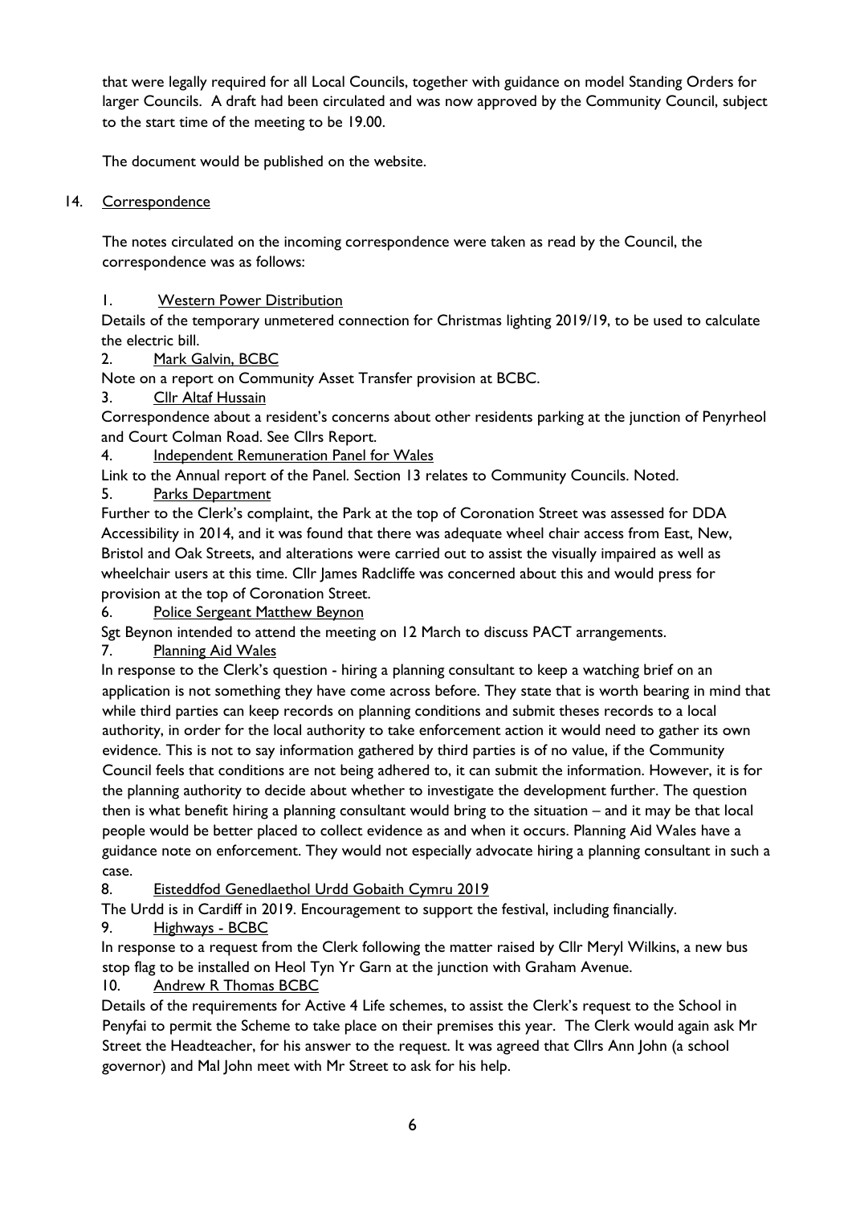that were legally required for all Local Councils, together with guidance on model Standing Orders for larger Councils. A draft had been circulated and was now approved by the Community Council, subject to the start time of the meeting to be 19.00.

The document would be published on the website.

14. Correspondence

The notes circulated on the incoming correspondence were taken as read by the Council, the correspondence was as follows:

1. Western Power Distribution

Details of the temporary unmetered connection for Christmas lighting 2019/19, to be used to calculate the electric bill.

2. Mark Galvin, BCBC

Note on a report on Community Asset Transfer provision at BCBC.

3. Cllr Altaf Hussain

Correspondence about a resident's concerns about other residents parking at the junction of Penyrheol and Court Colman Road. See Cllrs Report.

4. Independent Remuneration Panel for Wales

Link to the Annual report of the Panel. Section 13 relates to Community Councils. Noted.

5. Parks Department

Further to the Clerk's complaint, the Park at the top of Coronation Street was assessed for DDA Accessibility in 2014, and it was found that there was adequate wheel chair access from East, New, Bristol and Oak Streets, and alterations were carried out to assist the visually impaired as well as wheelchair users at this time. Cllr James Radcliffe was concerned about this and would press for provision at the top of Coronation Street.

6. Police Sergeant Matthew Beynon

Sgt Beynon intended to attend the meeting on 12 March to discuss PACT arrangements.

7. Planning Aid Wales

In response to the Clerk's question - hiring a planning consultant to keep a watching brief on an application is not something they have come across before. They state that is worth bearing in mind that while third parties can keep records on planning conditions and submit theses records to a local authority, in order for the local authority to take enforcement action it would need to gather its own evidence. This is not to say information gathered by third parties is of no value, if the Community Council feels that conditions are not being adhered to, it can submit the information. However, it is for the planning authority to decide about whether to investigate the development further. The question then is what benefit hiring a planning consultant would bring to the situation – and it may be that local people would be better placed to collect evidence as and when it occurs. Planning Aid Wales have a guidance note on enforcement. They would not especially advocate hiring a planning consultant in such a case.

8. Eisteddfod Genedlaethol Urdd Gobaith Cymru 2019

The Urdd is in Cardiff in 2019. Encouragement to support the festival, including financially.

9. Highways - BCBC

In response to a request from the Clerk following the matter raised by Cllr Meryl Wilkins, a new bus stop flag to be installed on Heol Tyn Yr Garn at the junction with Graham Avenue.

10. Andrew R Thomas BCBC

Details of the requirements for Active 4 Life schemes, to assist the Clerk's request to the School in Penyfai to permit the Scheme to take place on their premises this year. The Clerk would again ask Mr Street the Headteacher, for his answer to the request. It was agreed that Cllrs Ann John (a school governor) and Mal John meet with Mr Street to ask for his help.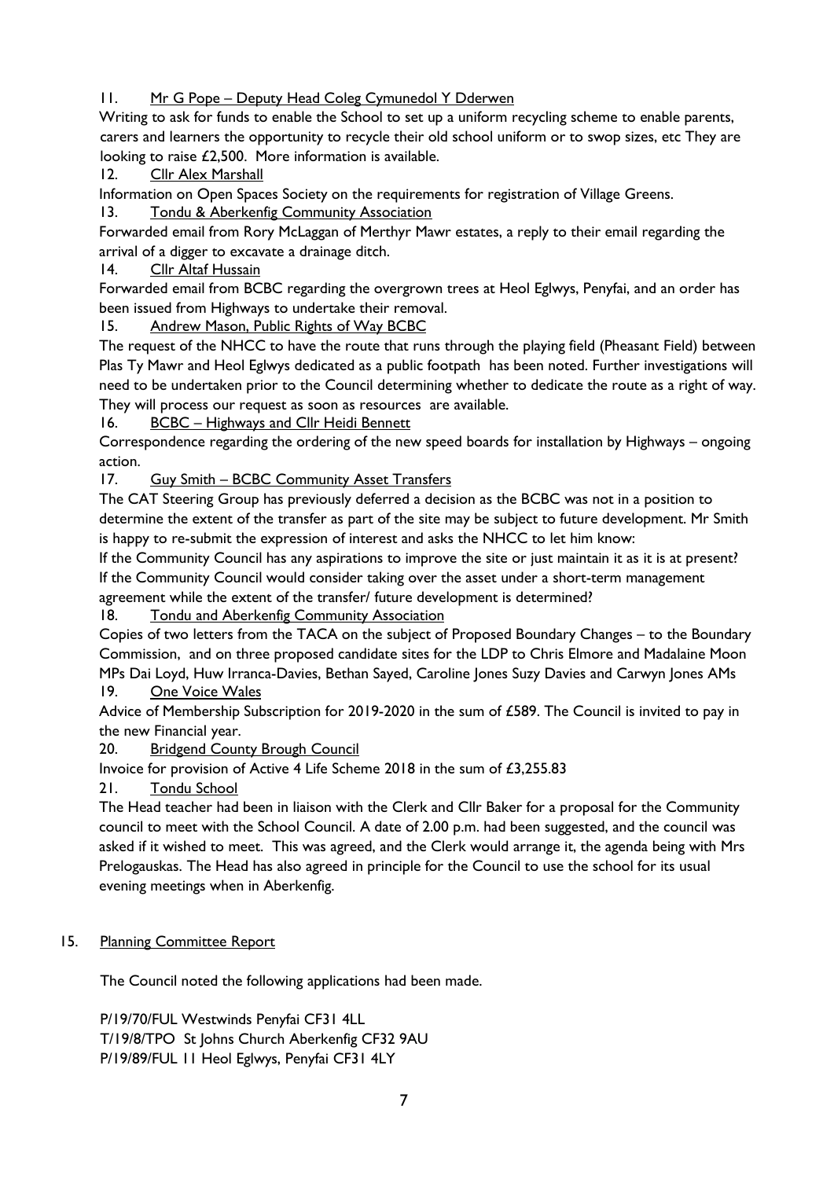11. Mr G Pope – Deputy Head Coleg Cymunedol Y Dderwen

Writing to ask for funds to enable the School to set up a uniform recycling scheme to enable parents, carers and learners the opportunity to recycle their old school uniform or to swop sizes, etc They are looking to raise £2,500. More information is available.

12. Cllr Alex Marshall

Information on Open Spaces Society on the requirements for registration of Village Greens.

13. Tondu & Aberkenfig Community Association

Forwarded email from Rory McLaggan of Merthyr Mawr estates, a reply to their email regarding the arrival of a digger to excavate a drainage ditch.

14. Cllr Altaf Hussain

Forwarded email from BCBC regarding the overgrown trees at Heol Eglwys, Penyfai, and an order has been issued from Highways to undertake their removal.

15. Andrew Mason, Public Rights of Way BCBC

The request of the NHCC to have the route that runs through the playing field (Pheasant Field) between Plas Ty Mawr and Heol Eglwys dedicated as a public footpath has been noted. Further investigations will need to be undertaken prior to the Council determining whether to dedicate the route as a right of way. They will process our request as soon as resources are available.

16. BCBC – Highways and Cllr Heidi Bennett

Correspondence regarding the ordering of the new speed boards for installation by Highways – ongoing action.

17. Guy Smith – BCBC Community Asset Transfers

The CAT Steering Group has previously deferred a decision as the BCBC was not in a position to determine the extent of the transfer as part of the site may be subject to future development. Mr Smith is happy to re-submit the expression of interest and asks the NHCC to let him know:

If the Community Council has any aspirations to improve the site or just maintain it as it is at present?
If the Community Council would consider taking over the asset under a short-term management agreement while the extent of the transfer/ future development is determined?

18. Tondu and Aberkenfig Community Association

Copies of two letters from the TACA on the subject of Proposed Boundary Changes – to the Boundary Commission, and on three proposed candidate sites for the LDP to Chris Elmore and Madalaine Moon MPs Dai Loyd, Huw Irranca-Davies, Bethan Sayed, Caroline Jones Suzy Davies and Carwyn Jones AMs

19. One Voice Wales

Advice of Membership Subscription for 2019-2020 in the sum of £589. The Council is invited to pay in the new Financial year.

20. Bridgend County Brough Council

Invoice for provision of Active 4 Life Scheme 2018 in the sum of £3,255.83

21. Tondu School

The Head teacher had been in liaison with the Clerk and Cllr Baker for a proposal for the Community council to meet with the School Council. A date of 2.00 p.m. had been suggested, and the council was asked if it wished to meet. This was agreed, and the Clerk would arrange it, the agenda being with Mrs Prelogauskas. The Head has also agreed in principle for the Council to use the school for its usual evening meetings when in Aberkenfig.

## 15. Planning Committee Report

The Council noted the following applications had been made.

P/19/70/FUL Westwinds Penyfai CF31 4LL
T/19/8/TPO St Johns Church Aberkenfig CF32 9AU
P/19/89/FUL 11 Heol Eglwys, Penyfai CF31 4LY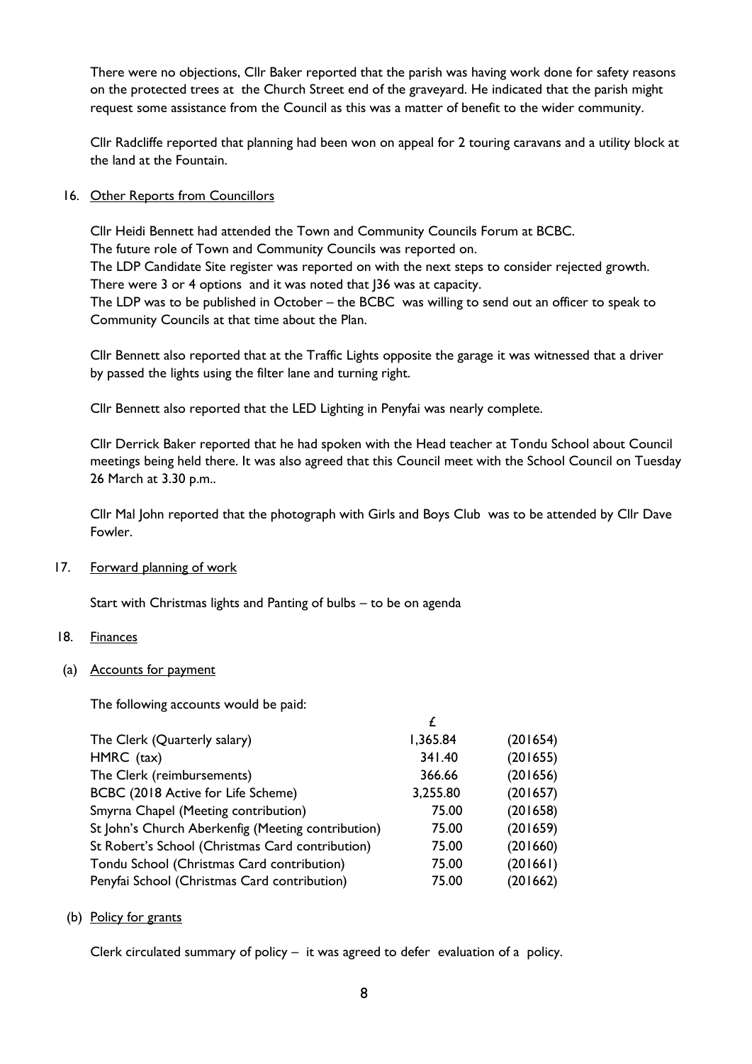There were no objections, Cllr Baker reported that the parish was having work done for safety reasons on the protected trees at the Church Street end of the graveyard. He indicated that the parish might request some assistance from the Council as this was a matter of benefit to the wider community.

Cllr Radcliffe reported that planning had been won on appeal for 2 touring caravans and a utility block at the land at the Fountain.

16. Other Reports from Councillors

Cllr Heidi Bennett had attended the Town and Community Councils Forum at BCBC.
The future role of Town and Community Councils was reported on.
The LDP Candidate Site register was reported on with the next steps to consider rejected growth. There were 3 or 4 options and it was noted that J36 was at capacity.
The LDP was to be published in October – the BCBC was willing to send out an officer to speak to Community Councils at that time about the Plan.

Cllr Bennett also reported that at the Traffic Lights opposite the garage it was witnessed that a driver by passed the lights using the filter lane and turning right.

Cllr Bennett also reported that the LED Lighting in Penyfai was nearly complete.

Cllr Derrick Baker reported that he had spoken with the Head teacher at Tondu School about Council meetings being held there. It was also agreed that this Council meet with the School Council on Tuesday 26 March at 3.30 p.m..

Cllr Mal John reported that the photograph with Girls and Boys Club was to be attended by Cllr Dave Fowler.

17. Forward planning of work

Start with Christmas lights and Panting of bulbs – to be on agenda

18. Finances

(a) Accounts for payment

The following accounts would be paid:

| | £ | |
|---|---|---|
| The Clerk (Quarterly salary) | 1,365.84 | (201654) |
| HMRC (tax) | 341.40 | (201655) |
| The Clerk (reimbursements) | 366.66 | (201656) |
| BCBC (2018 Active for Life Scheme) | 3,255.80 | (201657) |
| Smyrna Chapel (Meeting contribution) | 75.00 | (201658) |
| St John's Church Aberkenfig (Meeting contribution) | 75.00 | (201659) |
| St Robert's School (Christmas Card contribution) | 75.00 | (201660) |
| Tondu School (Christmas Card contribution) | 75.00 | (201661) |
| Penyfai School (Christmas Card contribution) | 75.00 | (201662) |

(b) Policy for grants

Clerk circulated summary of policy – it was agreed to defer evaluation of a policy.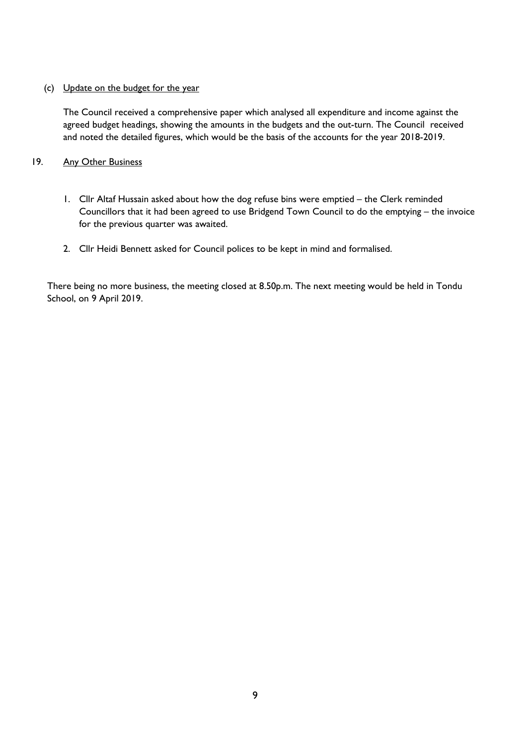(c) <u>Update on the budget for the year</u>

The Council received a comprehensive paper which analysed all expenditure and income against the agreed budget headings, showing the amounts in the budgets and the out-turn. The Council received and noted the detailed figures, which would be the basis of the accounts for the year 2018-2019.

19. <u>Any Other Business</u>

1. Cllr Altaf Hussain asked about how the dog refuse bins were emptied – the Clerk reminded Councillors that it had been agreed to use Bridgend Town Council to do the emptying – the invoice for the previous quarter was awaited.

2. Cllr Heidi Bennett asked for Council polices to be kept in mind and formalised.

There being no more business, the meeting closed at 8.50p.m. The next meeting would be held in Tondu School, on 9 April 2019.